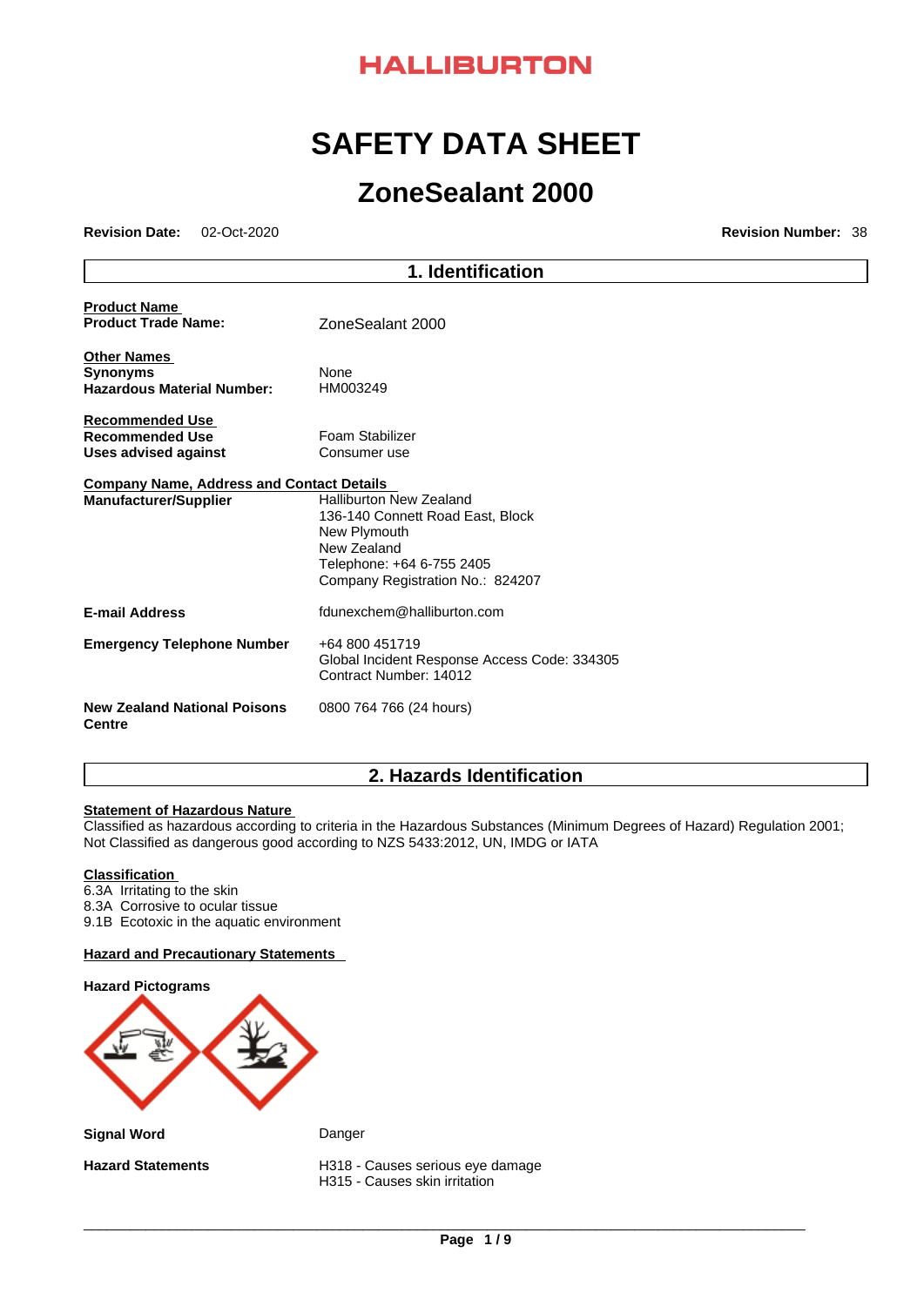HALLIBURTON

# SAFETY DATA SHEET

# ZoneSealant 2000

**Revision Date:** 02-Oct-2020 **Revision Number:** 38

## 1. Identification

**Product Name**

| | |
|---|---|
| **Product Trade Name:** | ZoneSealant 2000 |

**Other Names**

| | |
|---|---|
| **Synonyms** | None |
| **Hazardous Material Number:** | HM003249 |

**Recommended Use**

| | |
|---|---|
| **Recommended Use** | Foam Stabilizer |
| **Uses advised against** | Consumer use |

**Company Name, Address and Contact Details**

| | |
|---|---|
| **Manufacturer/Supplier** | Halliburton New Zealand<br>136-140 Connett Road East, Block<br>New Plymouth<br>New Zealand<br>Telephone: +64 6-755 2405<br>Company Registration No.: 824207 |
| **E-mail Address** | fdunexchem@halliburton.com |
| **Emergency Telephone Number** | +64 800 451719<br>Global Incident Response Access Code: 334305<br>Contract Number: 14012 |
| **New Zealand National Poisons Centre** | 0800 764 766 (24 hours) |

## 2. Hazards Identification

**Statement of Hazardous Nature**

Classified as hazardous according to criteria in the Hazardous Substances (Minimum Degrees of Hazard) Regulation 2001;
Not Classified as dangerous good according to NZS 5433:2012, UN, IMDG or IATA

**Classification**

6.3A Irritating to the skin
8.3A Corrosive to ocular tissue
9.1B Ecotoxic in the aquatic environment

**Hazard and Precautionary Statements**

**Hazard Pictograms**

| | |
|---|---|
| **Signal Word** | Danger |
| **Hazard Statements** | H318 - Causes serious eye damage<br>H315 - Causes skin irritation |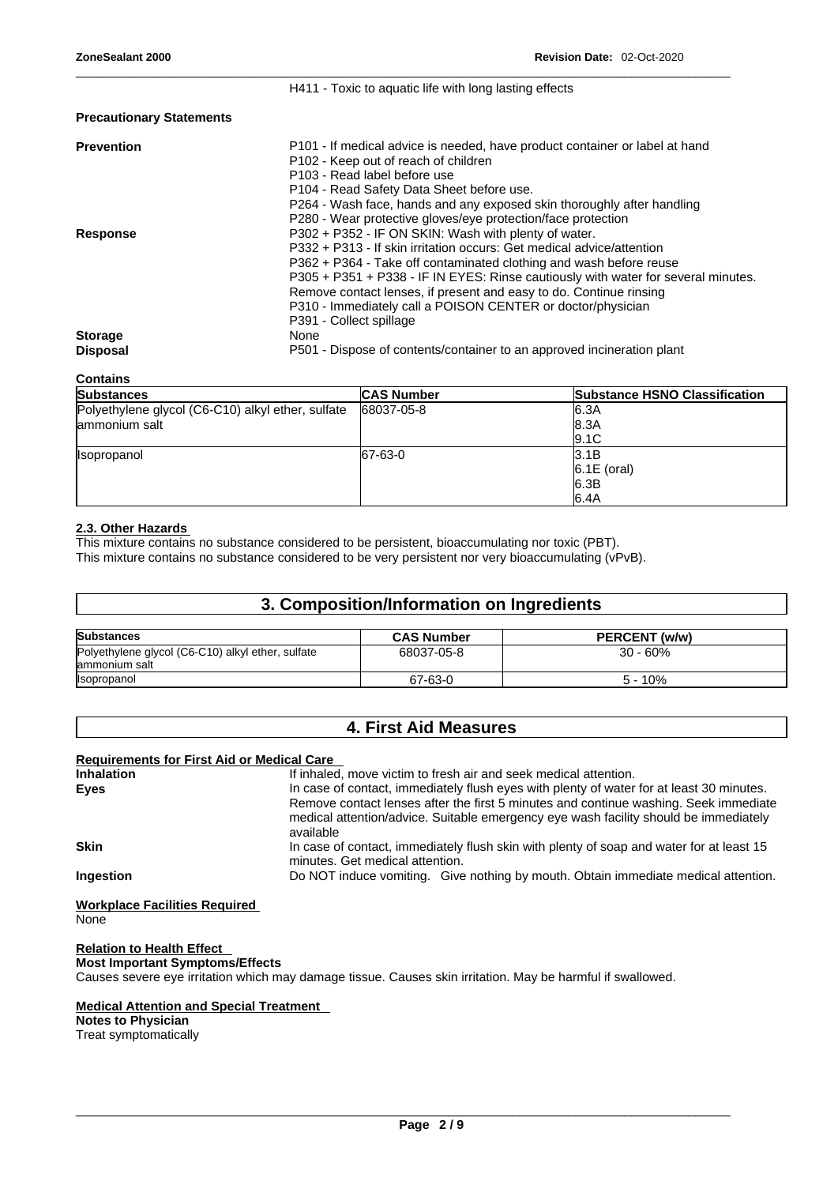H411 - Toxic to aquatic life with long lasting effects

**Precautionary Statements**

**Prevention**

P101 - If medical advice is needed, have product container or label at hand
P102 - Keep out of reach of children
P103 - Read label before use
P104 - Read Safety Data Sheet before use.
P264 - Wash face, hands and any exposed skin thoroughly after handling
P280 - Wear protective gloves/eye protection/face protection

**Response**

P302 + P352 - IF ON SKIN: Wash with plenty of water.
P332 + P313 - If skin irritation occurs: Get medical advice/attention
P362 + P364 - Take off contaminated clothing and wash before reuse
P305 + P351 + P338 - IF IN EYES: Rinse cautiously with water for several minutes. Remove contact lenses, if present and easy to do. Continue rinsing
P310 - Immediately call a POISON CENTER or doctor/physician
P391 - Collect spillage

**Storage**

None

**Disposal**

P501 - Dispose of contents/container to an approved incineration plant

**Contains**

| Substances | CAS Number | Substance HSNO Classification |
|---|---|---|
| Polyethylene glycol (C6-C10) alkyl ether, sulfate ammonium salt | 68037-05-8 | 6.3A<br>8.3A<br>9.1C |
| Isopropanol | 67-63-0 | 3.1B<br>6.1E (oral)<br>6.3B<br>6.4A |

### 2.3. Other Hazards

This mixture contains no substance considered to be persistent, bioaccumulating nor toxic (PBT).
This mixture contains no substance considered to be very persistent nor very bioaccumulating (vPvB).

## 3. Composition/Information on Ingredients

| Substances | CAS Number | PERCENT (w/w) |
|---|---|---|
| Polyethylene glycol (C6-C10) alkyl ether, sulfate ammonium salt | 68037-05-8 | 30 - 60% |
| Isopropanol | 67-63-0 | 5 - 10% |

## 4. First Aid Measures

### Requirements for First Aid or Medical Care

**Inhalation**
If inhaled, move victim to fresh air and seek medical attention.

**Eyes**
In case of contact, immediately flush eyes with plenty of water for at least 30 minutes. Remove contact lenses after the first 5 minutes and continue washing. Seek immediate medical attention/advice. Suitable emergency eye wash facility should be immediately available

**Skin**
In case of contact, immediately flush skin with plenty of soap and water for at least 15 minutes. Get medical attention.

**Ingestion**
Do NOT induce vomiting. Give nothing by mouth. Obtain immediate medical attention.

### Workplace Facilities Required

None

### Relation to Health Effect

**Most Important Symptoms/Effects**

Causes severe eye irritation which may damage tissue. Causes skin irritation. May be harmful if swallowed.

### Medical Attention and Special Treatment

**Notes to Physician**

Treat symptomatically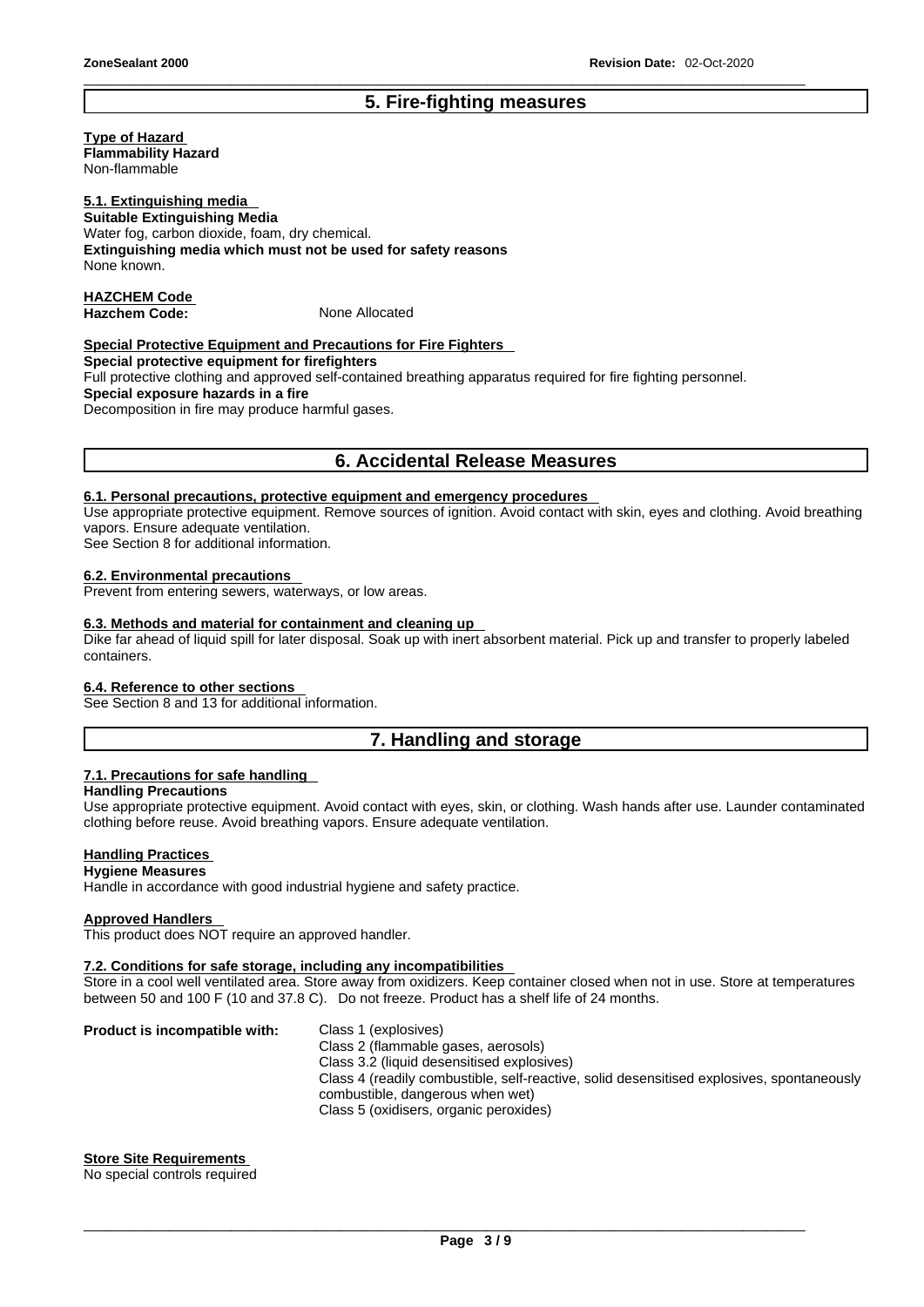## 5. Fire-fighting measures

**Type of Hazard**
**Flammability Hazard**
Non-flammable

**5.1. Extinguishing media**
**Suitable Extinguishing Media**
Water fog, carbon dioxide, foam, dry chemical.
**Extinguishing media which must not be used for safety reasons**
None known.

**HAZCHEM Code**
**Hazchem Code:** None Allocated

**Special Protective Equipment and Precautions for Fire Fighters**
**Special protective equipment for firefighters**
Full protective clothing and approved self-contained breathing apparatus required for fire fighting personnel.
**Special exposure hazards in a fire**
Decomposition in fire may produce harmful gases.

## 6. Accidental Release Measures

**6.1. Personal precautions, protective equipment and emergency procedures**
Use appropriate protective equipment. Remove sources of ignition. Avoid contact with skin, eyes and clothing. Avoid breathing vapors. Ensure adequate ventilation.
See Section 8 for additional information.

**6.2. Environmental precautions**
Prevent from entering sewers, waterways, or low areas.

**6.3. Methods and material for containment and cleaning up**
Dike far ahead of liquid spill for later disposal. Soak up with inert absorbent material. Pick up and transfer to properly labeled containers.

**6.4. Reference to other sections**
See Section 8 and 13 for additional information.

## 7. Handling and storage

**7.1. Precautions for safe handling**
**Handling Precautions**
Use appropriate protective equipment. Avoid contact with eyes, skin, or clothing. Wash hands after use. Launder contaminated clothing before reuse. Avoid breathing vapors. Ensure adequate ventilation.

**Handling Practices**
**Hygiene Measures**
Handle in accordance with good industrial hygiene and safety practice.

**Approved Handlers**
This product does NOT require an approved handler.

**7.2. Conditions for safe storage, including any incompatibilities**
Store in a cool well ventilated area. Store away from oxidizers. Keep container closed when not in use. Store at temperatures between 50 and 100 F (10 and 37.8 C). Do not freeze. Product has a shelf life of 24 months.

**Product is incompatible with:**
Class 1 (explosives)
Class 2 (flammable gases, aerosols)
Class 3.2 (liquid desensitised explosives)
Class 4 (readily combustible, self-reactive, solid desensitised explosives, spontaneously combustible, dangerous when wet)
Class 5 (oxidisers, organic peroxides)

**Store Site Requirements**
No special controls required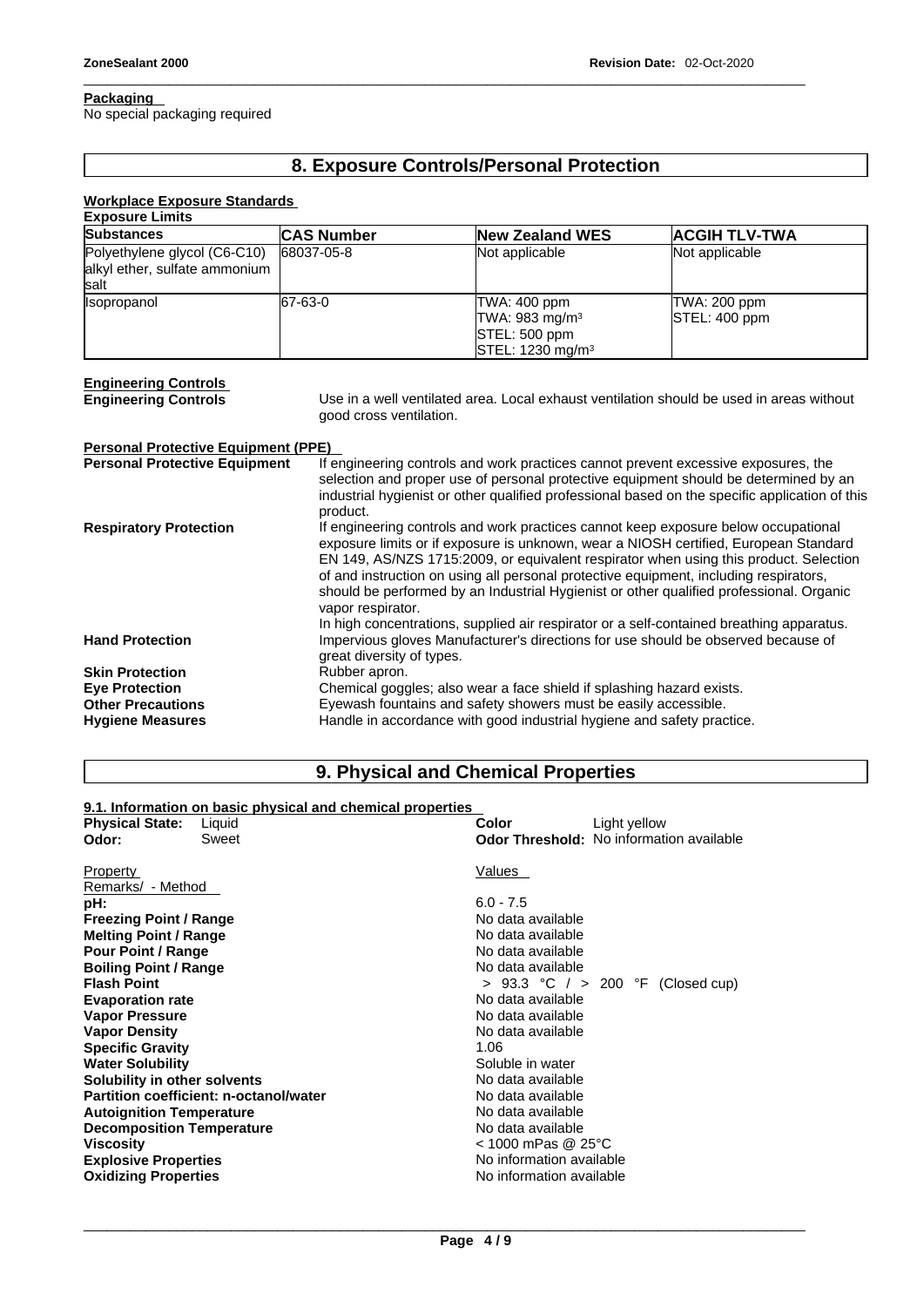**Packaging**
No special packaging required

## 8. Exposure Controls/Personal Protection

**Workplace Exposure Standards**

**Exposure Limits**

| Substances | CAS Number | New Zealand WES | ACGIH TLV-TWA |
|---|---|---|---|
| Polyethylene glycol (C6-C10) alkyl ether, sulfate ammonium salt | 68037-05-8 | Not applicable | Not applicable |
| Isopropanol | 67-63-0 | TWA: 400 ppm<br>TWA: 983 mg/m³<br>STEL: 500 ppm<br>STEL: 1230 mg/m³ | TWA: 200 ppm<br>STEL: 400 ppm |

**Engineering Controls**

**Engineering Controls** Use in a well ventilated area. Local exhaust ventilation should be used in areas without good cross ventilation.

**Personal Protective Equipment (PPE)**

**Personal Protective Equipment** If engineering controls and work practices cannot prevent excessive exposures, the selection and proper use of personal protective equipment should be determined by an industrial hygienist or other qualified professional based on the specific application of this product.

**Respiratory Protection** If engineering controls and work practices cannot keep exposure below occupational exposure limits or if exposure is unknown, wear a NIOSH certified, European Standard EN 149, AS/NZS 1715:2009, or equivalent respirator when using this product. Selection of and instruction on using all personal protective equipment, including respirators, should be performed by an Industrial Hygienist or other qualified professional. Organic vapor respirator.
In high concentrations, supplied air respirator or a self-contained breathing apparatus.

**Hand Protection** Impervious gloves Manufacturer's directions for use should be observed because of great diversity of types.

**Skin Protection** Rubber apron.

**Eye Protection** Chemical goggles; also wear a face shield if splashing hazard exists.

**Other Precautions** Eyewash fountains and safety showers must be easily accessible.

**Hygiene Measures** Handle in accordance with good industrial hygiene and safety practice.

## 9. Physical and Chemical Properties

**9.1. Information on basic physical and chemical properties**

**Physical State:** Liquid
**Odor:** Sweet
**Color** Light yellow
**Odor Threshold:** No information available

| Property<br>Remarks/ - Method | Values |
|---|---|
| **pH:** | 6.0 - 7.5 |
| **Freezing Point / Range** | No data available |
| **Melting Point / Range** | No data available |
| **Pour Point / Range** | No data available |
| **Boiling Point / Range** | No data available |
| **Flash Point** | > 93.3 °C / > 200 °F (Closed cup) |
| **Evaporation rate** | No data available |
| **Vapor Pressure** | No data available |
| **Vapor Density** | No data available |
| **Specific Gravity** | 1.06 |
| **Water Solubility** | Soluble in water |
| **Solubility in other solvents** | No data available |
| **Partition coefficient: n-octanol/water** | No data available |
| **Autoignition Temperature** | No data available |
| **Decomposition Temperature** | No data available |
| **Viscosity** | < 1000 mPas @ 25°C |
| **Explosive Properties** | No information available |
| **Oxidizing Properties** | No information available |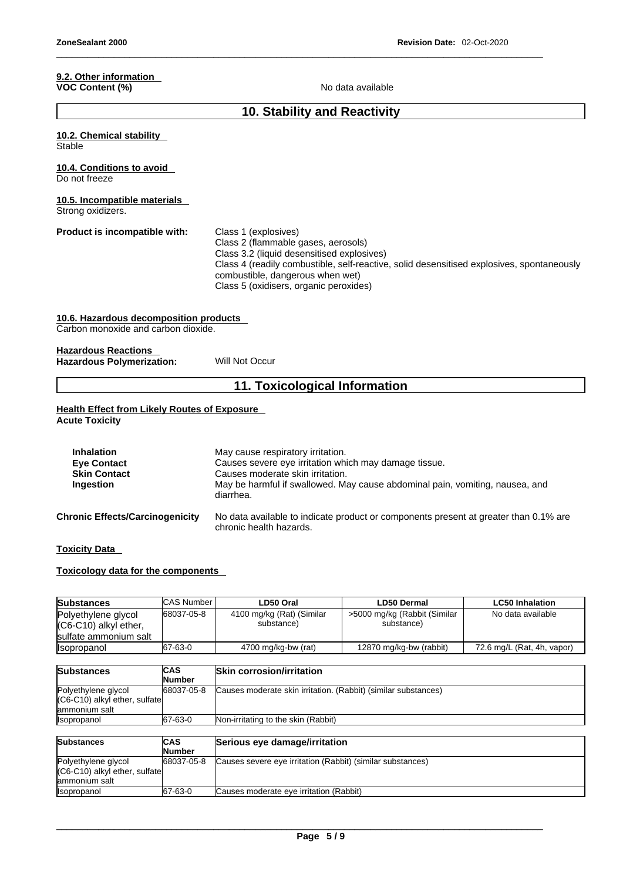### 9.2. Other information

**VOC Content (%)** No data available

## 10. Stability and Reactivity

### 10.2. Chemical stability

Stable

### 10.4. Conditions to avoid

Do not freeze

### 10.5. Incompatible materials

Strong oxidizers.

**Product is incompatible with:**

Class 1 (explosives)
Class 2 (flammable gases, aerosols)
Class 3.2 (liquid desensitised explosives)
Class 4 (readily combustible, self-reactive, solid desensitised explosives, spontaneously combustible, dangerous when wet)
Class 5 (oxidisers, organic peroxides)

### 10.6. Hazardous decomposition products

Carbon monoxide and carbon dioxide.

### Hazardous Reactions

**Hazardous Polymerization:** Will Not Occur

## 11. Toxicological Information

### Health Effect from Likely Routes of Exposure

**Acute Toxicity**

**Inhalation** May cause respiratory irritation.
**Eye Contact** Causes severe eye irritation which may damage tissue.
**Skin Contact** Causes moderate skin irritation.
**Ingestion** May be harmful if swallowed. May cause abdominal pain, vomiting, nausea, and diarrhea.

**Chronic Effects/Carcinogenicity** No data available to indicate product or components present at greater than 0.1% are chronic health hazards.

### Toxicity Data

### Toxicology data for the components

| Substances | CAS Number | LD50 Oral | LD50 Dermal | LC50 Inhalation |
|---|---|---|---|---|
| Polyethylene glycol (C6-C10) alkyl ether, sulfate ammonium salt | 68037-05-8 | 4100 mg/kg (Rat) (Similar substance) | >5000 mg/kg (Rabbit (Similar substance) | No data available |
| Isopropanol | 67-63-0 | 4700 mg/kg-bw (rat) | 12870 mg/kg-bw (rabbit) | 72.6 mg/L (Rat, 4h, vapor) |

| Substances | CAS Number | Skin corrosion/irritation |
|---|---|---|
| Polyethylene glycol (C6-C10) alkyl ether, sulfate ammonium salt | 68037-05-8 | Causes moderate skin irritation. (Rabbit) (similar substances) |
| Isopropanol | 67-63-0 | Non-irritating to the skin (Rabbit) |

| Substances | CAS Number | Serious eye damage/irritation |
|---|---|---|
| Polyethylene glycol (C6-C10) alkyl ether, sulfate ammonium salt | 68037-05-8 | Causes severe eye irritation (Rabbit) (similar substances) |
| Isopropanol | 67-63-0 | Causes moderate eye irritation (Rabbit) |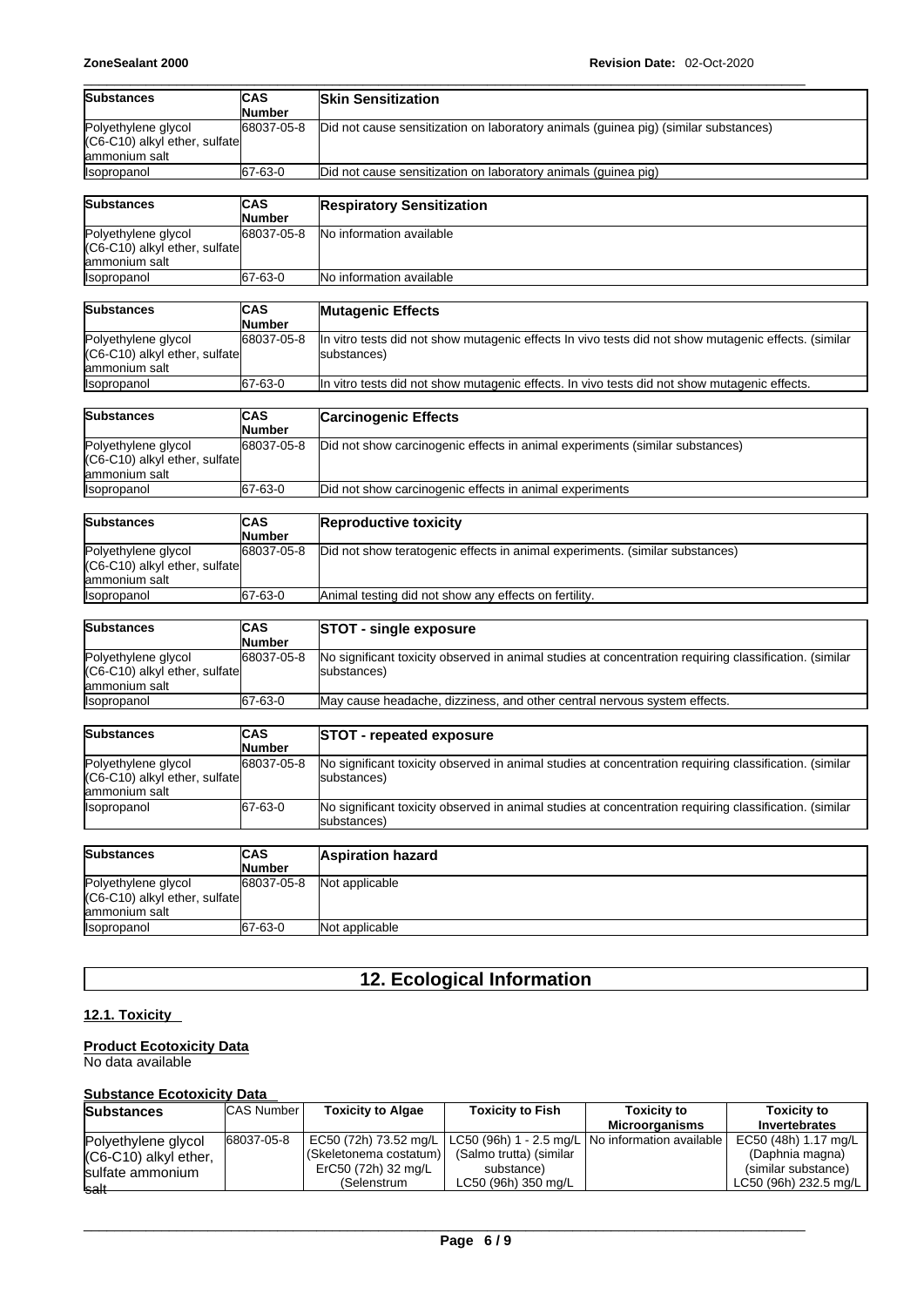| Substances | CAS Number | Skin Sensitization |
|---|---|---|
| Polyethylene glycol (C6-C10) alkyl ether, sulfate ammonium salt | 68037-05-8 | Did not cause sensitization on laboratory animals (guinea pig) (similar substances) |
| Isopropanol | 67-63-0 | Did not cause sensitization on laboratory animals (guinea pig) |

| Substances | CAS Number | Respiratory Sensitization |
|---|---|---|
| Polyethylene glycol (C6-C10) alkyl ether, sulfate ammonium salt | 68037-05-8 | No information available |
| Isopropanol | 67-63-0 | No information available |

| Substances | CAS Number | Mutagenic Effects |
|---|---|---|
| Polyethylene glycol (C6-C10) alkyl ether, sulfate ammonium salt | 68037-05-8 | In vitro tests did not show mutagenic effects In vivo tests did not show mutagenic effects. (similar substances) |
| Isopropanol | 67-63-0 | In vitro tests did not show mutagenic effects. In vivo tests did not show mutagenic effects. |

| Substances | CAS Number | Carcinogenic Effects |
|---|---|---|
| Polyethylene glycol (C6-C10) alkyl ether, sulfate ammonium salt | 68037-05-8 | Did not show carcinogenic effects in animal experiments (similar substances) |
| Isopropanol | 67-63-0 | Did not show carcinogenic effects in animal experiments |

| Substances | CAS Number | Reproductive toxicity |
|---|---|---|
| Polyethylene glycol (C6-C10) alkyl ether, sulfate ammonium salt | 68037-05-8 | Did not show teratogenic effects in animal experiments. (similar substances) |
| Isopropanol | 67-63-0 | Animal testing did not show any effects on fertility. |

| Substances | CAS Number | STOT - single exposure |
|---|---|---|
| Polyethylene glycol (C6-C10) alkyl ether, sulfate ammonium salt | 68037-05-8 | No significant toxicity observed in animal studies at concentration requiring classification. (similar substances) |
| Isopropanol | 67-63-0 | May cause headache, dizziness, and other central nervous system effects. |

| Substances | CAS Number | STOT - repeated exposure |
|---|---|---|
| Polyethylene glycol (C6-C10) alkyl ether, sulfate ammonium salt | 68037-05-8 | No significant toxicity observed in animal studies at concentration requiring classification. (similar substances) |
| Isopropanol | 67-63-0 | No significant toxicity observed in animal studies at concentration requiring classification. (similar substances) |

| Substances | CAS Number | Aspiration hazard |
|---|---|---|
| Polyethylene glycol (C6-C10) alkyl ether, sulfate ammonium salt | 68037-05-8 | Not applicable |
| Isopropanol | 67-63-0 | Not applicable |

# 12. Ecological Information

## 12.1. Toxicity

**Product Ecotoxicity Data**

No data available

**Substance Ecotoxicity Data**

| Substances | CAS Number | Toxicity to Algae | Toxicity to Fish | Toxicity to Microorganisms | Toxicity to Invertebrates |
|---|---|---|---|---|---|
| Polyethylene glycol (C6-C10) alkyl ether, sulfate ammonium salt | 68037-05-8 | EC50 (72h) 73.52 mg/L (Skeletonema costatum) ErC50 (72h) 32 mg/L (Selenstrum | LC50 (96h) 1 - 2.5 mg/L (Salmo trutta) (similar substance) LC50 (96h) 350 mg/L | No information available | EC50 (48h) 1.17 mg/L (Daphnia magna) (similar substance) LC50 (96h) 232.5 mg/L |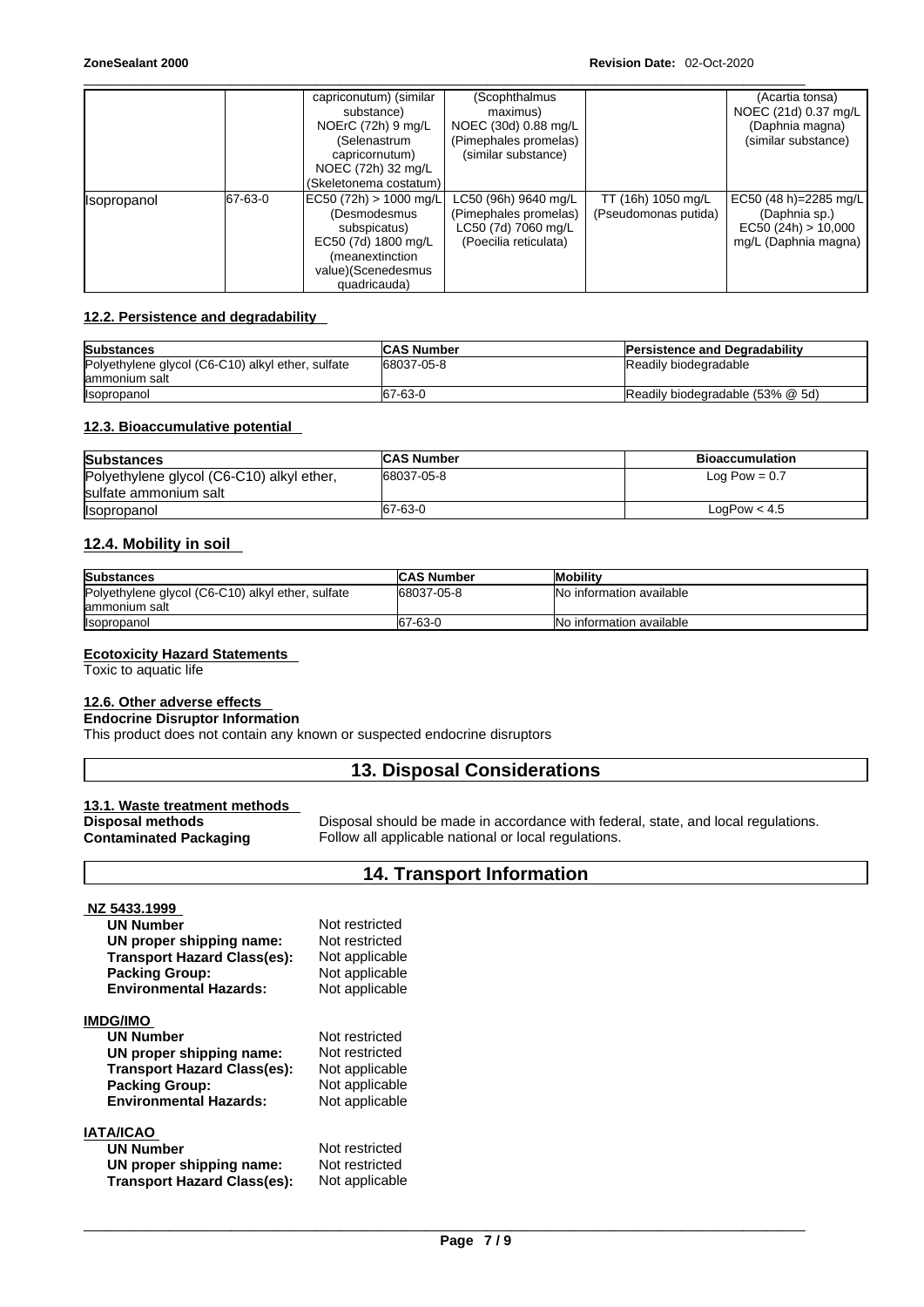|  |  | capriconutum) (similar substance) NOErC (72h) 9 mg/L (Selenastrum capricornutum) NOEC (72h) 32 mg/L (Skeletonema costatum) | (Scophthalmus maximus) NOEC (30d) 0.88 mg/L (Pimephales promelas) (similar substance) |  | (Acartia tonsa) NOEC (21d) 0.37 mg/L (Daphnia magna) (similar substance) |
|---|---|---|---|---|---|
| Isopropanol | 67-63-0 | EC50 (72h) > 1000 mg/L (Desmodesmus subspicatus) EC50 (7d) 1800 mg/L (meanextinction value)(Scenedesmus quadricauda) | LC50 (96h) 9640 mg/L (Pimephales promelas) LC50 (7d) 7060 mg/L (Poecilia reticulata) | TT (16h) 1050 mg/L (Pseudomonas putida) | EC50 (48 h)=2285 mg/L (Daphnia sp.) EC50 (24h) > 10,000 mg/L (Daphnia magna) |

### 12.2. Persistence and degradability

| Substances | CAS Number | Persistence and Degradability |
|---|---|---|
| Polyethylene glycol (C6-C10) alkyl ether, sulfate ammonium salt | 68037-05-8 | Readily biodegradable |
| Isopropanol | 67-63-0 | Readily biodegradable (53% @ 5d) |

### 12.3. Bioaccumulative potential

| Substances | CAS Number | Bioaccumulation |
|---|---|---|
| Polyethylene glycol (C6-C10) alkyl ether, sulfate ammonium salt | 68037-05-8 | Log Pow = 0.7 |
| Isopropanol | 67-63-0 | LogPow < 4.5 |

### 12.4. Mobility in soil

| Substances | CAS Number | Mobility |
|---|---|---|
| Polyethylene glycol (C6-C10) alkyl ether, sulfate ammonium salt | 68037-05-8 | No information available |
| Isopropanol | 67-63-0 | No information available |

### Ecotoxicity Hazard Statements

Toxic to aquatic life

### 12.6. Other adverse effects

**Endocrine Disruptor Information**

This product does not contain any known or suspected endocrine disruptors

## 13. Disposal Considerations

### 13.1. Waste treatment methods

**Disposal methods** Disposal should be made in accordance with federal, state, and local regulations.

**Contaminated Packaging** Follow all applicable national or local regulations.

## 14. Transport Information

**NZ 5433.1999**

**UN Number** Not restricted
**UN proper shipping name:** Not restricted
**Transport Hazard Class(es):** Not applicable
**Packing Group:** Not applicable
**Environmental Hazards:** Not applicable

**IMDG/IMO**

**UN Number** Not restricted
**UN proper shipping name:** Not restricted
**Transport Hazard Class(es):** Not applicable
**Packing Group:** Not applicable
**Environmental Hazards:** Not applicable

**IATA/ICAO**

**UN Number** Not restricted
**UN proper shipping name:** Not restricted
**Transport Hazard Class(es):** Not applicable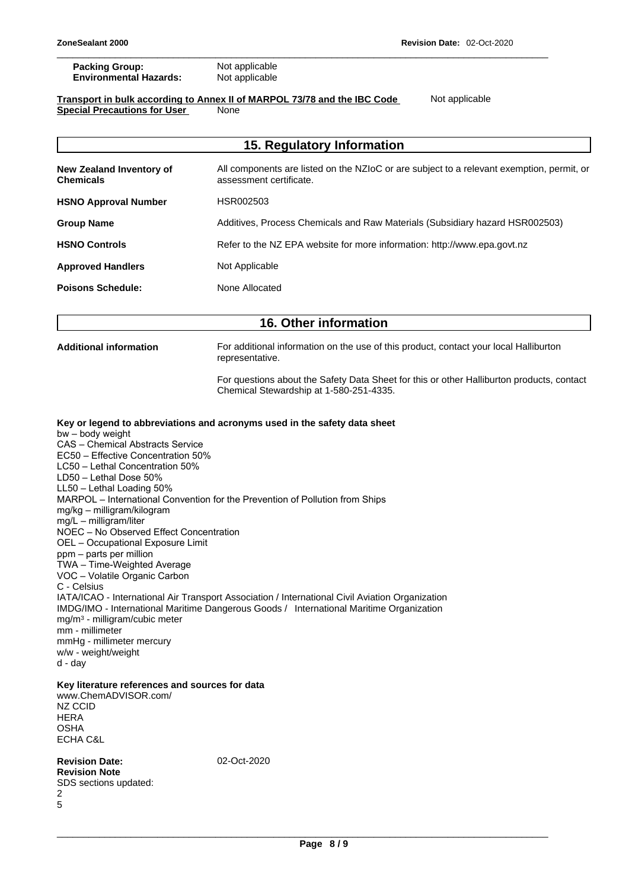| | |
|---|---|
| **Packing Group:** | Not applicable |
| **Environmental Hazards:** | Not applicable |

**Transport in bulk according to Annex II of MARPOL 73/78 and the IBC Code** Not applicable

**Special Precautions for User** None

## 15. Regulatory Information

| | |
|---|---|
| **New Zealand Inventory of Chemicals** | All components are listed on the NZIoC or are subject to a relevant exemption, permit, or assessment certificate. |
| **HSNO Approval Number** | HSR002503 |
| **Group Name** | Additives, Process Chemicals and Raw Materials (Subsidiary hazard HSR002503) |
| **HSNO Controls** | Refer to the NZ EPA website for more information: http://www.epa.govt.nz |
| **Approved Handlers** | Not Applicable |
| **Poisons Schedule:** | None Allocated |

## 16. Other information

**Additional information**

For additional information on the use of this product, contact your local Halliburton representative.

For questions about the Safety Data Sheet for this or other Halliburton products, contact Chemical Stewardship at 1-580-251-4335.

**Key or legend to abbreviations and acronyms used in the safety data sheet**

bw – body weight
CAS – Chemical Abstracts Service
EC50 – Effective Concentration 50%
LC50 – Lethal Concentration 50%
LD50 – Lethal Dose 50%
LL50 – Lethal Loading 50%
MARPOL – International Convention for the Prevention of Pollution from Ships
mg/kg – milligram/kilogram
mg/L – milligram/liter
NOEC – No Observed Effect Concentration
OEL – Occupational Exposure Limit
ppm – parts per million
TWA – Time-Weighted Average
VOC – Volatile Organic Carbon
C - Celsius
IATA/ICAO - International Air Transport Association / International Civil Aviation Organization
IMDG/IMO - International Maritime Dangerous Goods / International Maritime Organization
$mg/m^3$ - milligram/cubic meter
mm - millimeter
mmHg - millimeter mercury
w/w - weight/weight
d - day

**Key literature references and sources for data**

www.ChemADVISOR.com/
NZ CCID
HERA
OSHA
ECHA C&L

**Revision Date:** 02-Oct-2020

**Revision Note**

SDS sections updated:
2
5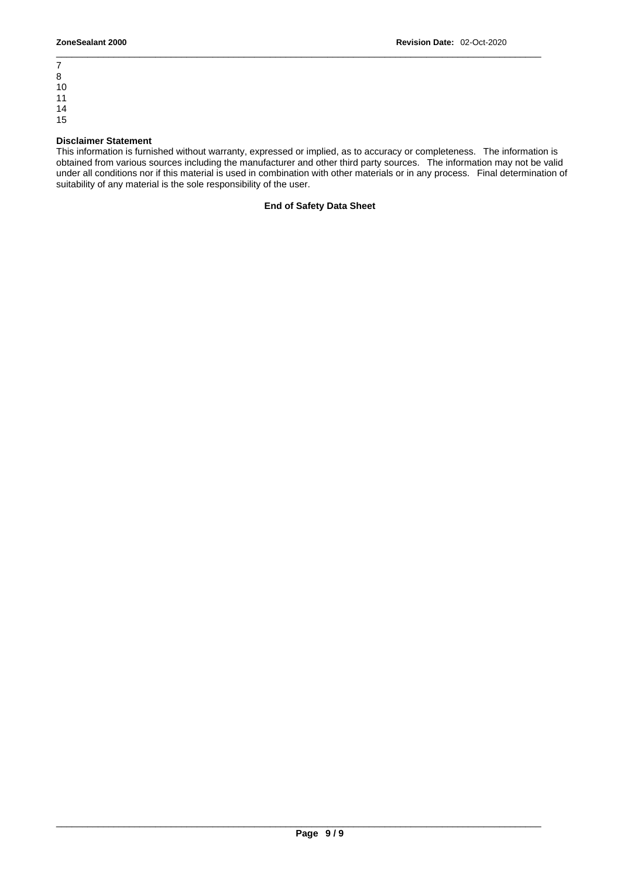7
8
10
11
14
15

**Disclaimer Statement**

This information is furnished without warranty, expressed or implied, as to accuracy or completeness. The information is obtained from various sources including the manufacturer and other third party sources. The information may not be valid under all conditions nor if this material is used in combination with other materials or in any process. Final determination of suitability of any material is the sole responsibility of the user.

**End of Safety Data Sheet**